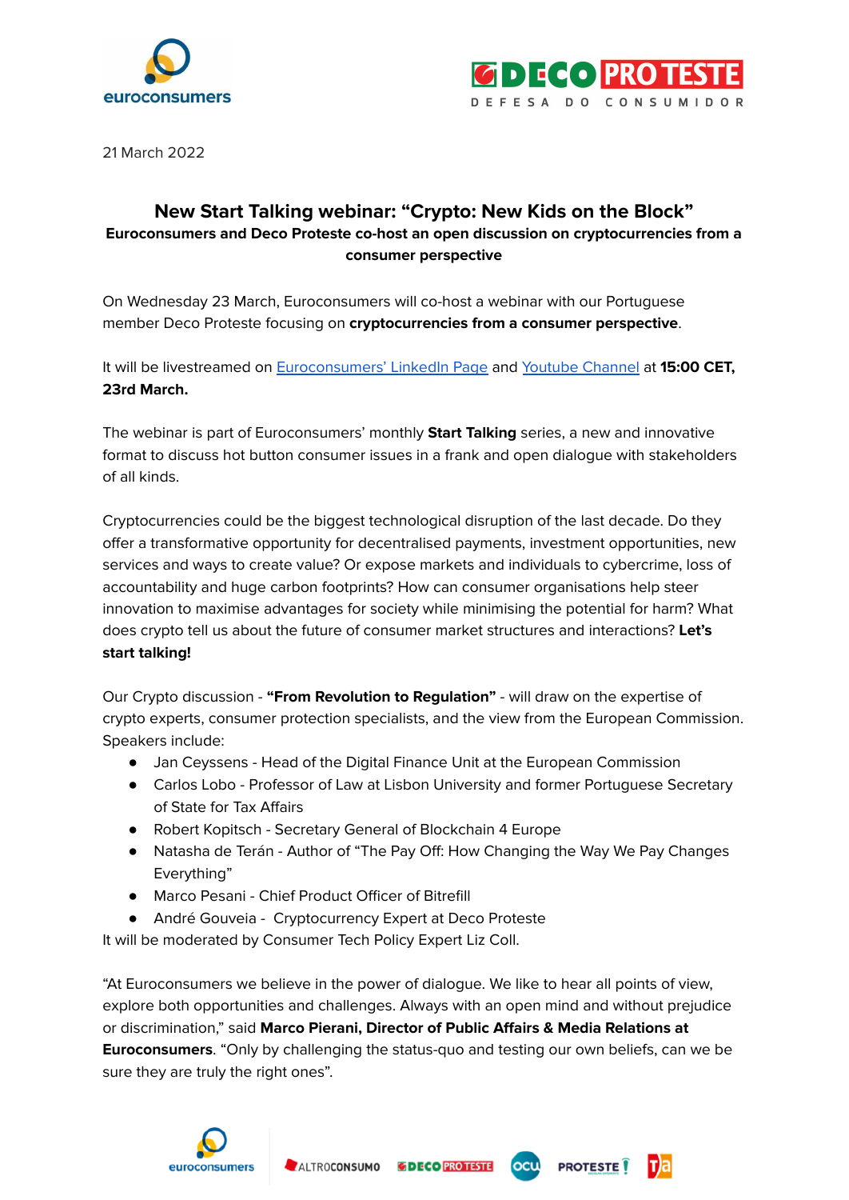21 March 2022

# New Start Talking webinar: "Crypto: New Kids on the Block"

**Euroconsumers and Deco Proteste co-host an open discussion on cryptocurrencies from a consumer perspective**

On Wednesday 23 March, Euroconsumers will co-host a webinar with our Portuguese member Deco Proteste focusing on **cryptocurrencies from a consumer perspective**.

It will be livestreamed on Euroconsumers' LinkedIn Page and Youtube Channel at **15:00 CET, 23rd March.**

The webinar is part of Euroconsumers' monthly **Start Talking** series, a new and innovative format to discuss hot button consumer issues in a frank and open dialogue with stakeholders of all kinds.

Cryptocurrencies could be the biggest technological disruption of the last decade. Do they offer a transformative opportunity for decentralised payments, investment opportunities, new services and ways to create value? Or expose markets and individuals to cybercrime, loss of accountability and huge carbon footprints? How can consumer organisations help steer innovation to maximise advantages for society while minimising the potential for harm? What does crypto tell us about the future of consumer market structures and interactions? **Let's start talking!**

Our Crypto discussion - **"From Revolution to Regulation"** - will draw on the expertise of crypto experts, consumer protection specialists, and the view from the European Commission. Speakers include:

- Jan Ceyssens - Head of the Digital Finance Unit at the European Commission
- Carlos Lobo - Professor of Law at Lisbon University and former Portuguese Secretary of State for Tax Affairs
- Robert Kopitsch - Secretary General of Blockchain 4 Europe
- Natasha de Terán - Author of "The Pay Off: How Changing the Way We Pay Changes Everything"
- Marco Pesani - Chief Product Officer of Bitrefill
- André Gouveia - Cryptocurrency Expert at Deco Proteste

It will be moderated by Consumer Tech Policy Expert Liz Coll.

"At Euroconsumers we believe in the power of dialogue. We like to hear all points of view, explore both opportunities and challenges. Always with an open mind and without prejudice or discrimination," said **Marco Pierani, Director of Public Affairs & Media Relations at Euroconsumers**. "Only by challenging the status-quo and testing our own beliefs, can we be sure they are truly the right ones".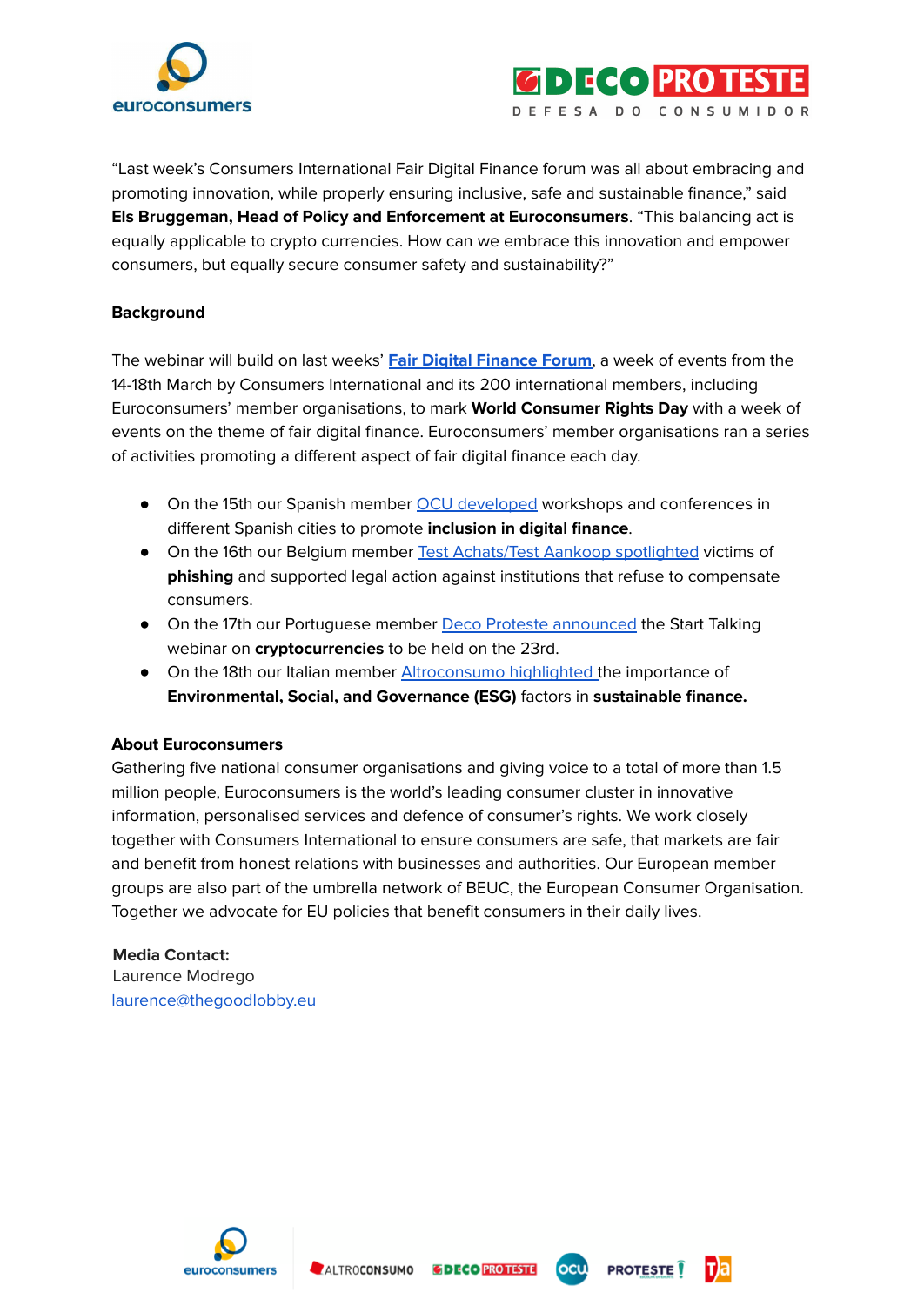"Last week's Consumers International Fair Digital Finance forum was all about embracing and promoting innovation, while properly ensuring inclusive, safe and sustainable finance," said **Els Bruggeman, Head of Policy and Enforcement at Euroconsumers**. "This balancing act is equally applicable to crypto currencies. How can we embrace this innovation and empower consumers, but equally secure consumer safety and sustainability?"

**Background**

The webinar will build on last weeks' **Fair Digital Finance Forum**, a week of events from the 14-18th March by Consumers International and its 200 international members, including Euroconsumers' member organisations, to mark **World Consumer Rights Day** with a week of events on the theme of fair digital finance. Euroconsumers' member organisations ran a series of activities promoting a different aspect of fair digital finance each day.

- On the 15th our Spanish member OCU developed workshops and conferences in different Spanish cities to promote **inclusion in digital finance**.
- On the 16th our Belgium member Test Achats/Test Aankoop spotlighted victims of **phishing** and supported legal action against institutions that refuse to compensate consumers.
- On the 17th our Portuguese member Deco Proteste announced the Start Talking webinar on **cryptocurrencies** to be held on the 23rd.
- On the 18th our Italian member Altroconsumo highlighted the importance of **Environmental, Social, and Governance (ESG)** factors in **sustainable finance.**

**About Euroconsumers**

Gathering five national consumer organisations and giving voice to a total of more than 1.5 million people, Euroconsumers is the world's leading consumer cluster in innovative information, personalised services and defence of consumer's rights. We work closely together with Consumers International to ensure consumers are safe, that markets are fair and benefit from honest relations with businesses and authorities. Our European member groups are also part of the umbrella network of BEUC, the European Consumer Organisation. Together we advocate for EU policies that benefit consumers in their daily lives.

**Media Contact:**
Laurence Modrego
laurence@thegoodlobby.eu